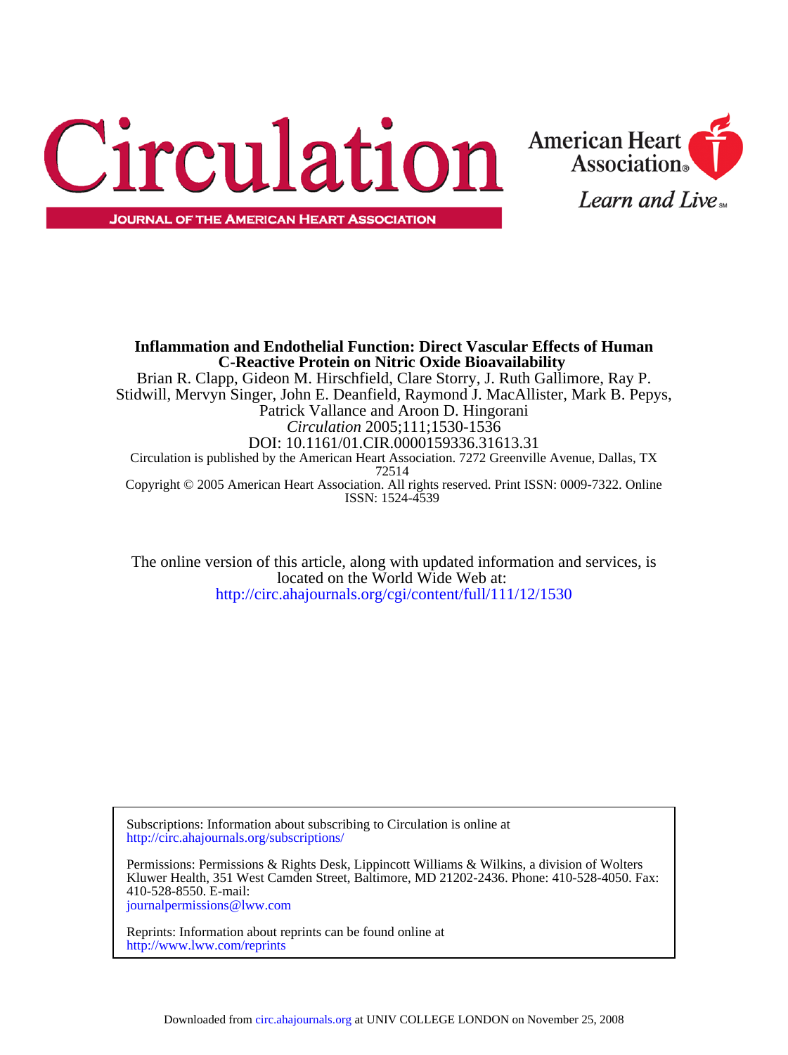# Inflammation and Endothelial Function: Direct Vascular Effects of Human C-Reactive Protein on Nitric Oxide Bioavailability

Brian R. Clapp, Gideon M. Hirschfield, Clare Storry, J. Ruth Gallimore, Ray P. Stidwill, Mervyn Singer, John E. Deanfield, Raymond J. MacAllister, Mark B. Pepys, Patrick Vallance and Aroon D. Hingorani

*Circulation* 2005;111;1530-1536

DOI: 10.1161/01.CIR.0000159336.31613.31

Circulation is published by the American Heart Association. 7272 Greenville Avenue, Dallas, TX 72514

Copyright © 2005 American Heart Association. All rights reserved. Print ISSN: 0009-7322. Online ISSN: 1524-4539

The online version of this article, along with updated information and services, is located on the World Wide Web at:
http://circ.ahajournals.org/cgi/content/full/111/12/1530

Subscriptions: Information about subscribing to Circulation is online at
http://circ.ahajournals.org/subscriptions/

Permissions: Permissions & Rights Desk, Lippincott Williams & Wilkins, a division of Wolters Kluwer Health, 351 West Camden Street, Baltimore, MD 21202-2436. Phone: 410-528-4050. Fax: 410-528-8550. E-mail:
journalpermissions@lww.com

Reprints: Information about reprints can be found online at
http://www.lww.com/reprints

Downloaded from circ.ahajournals.org at UNIV COLLEGE LONDON on November 25, 2008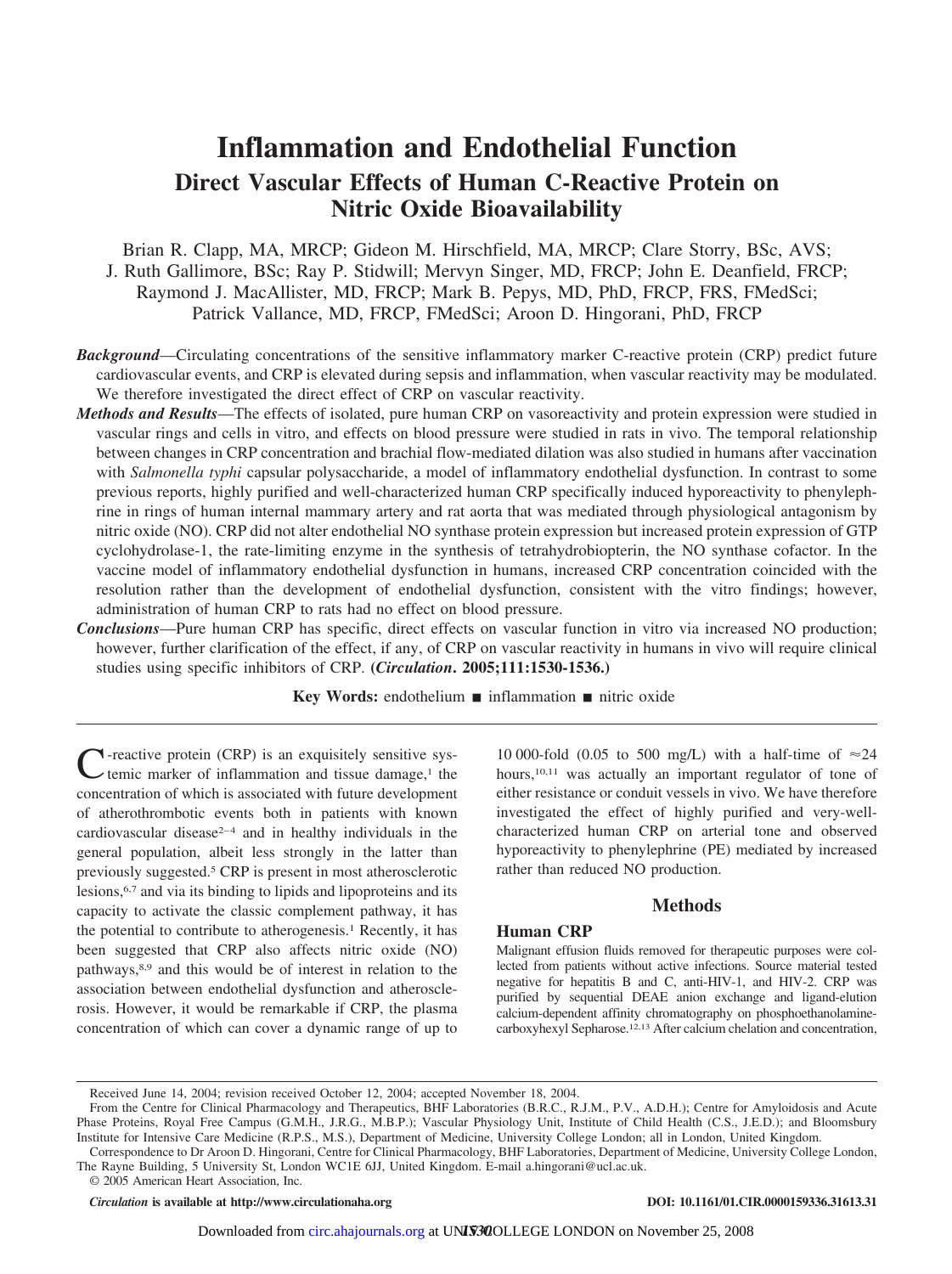# Inflammation and Endothelial Function

## Direct Vascular Effects of Human C-Reactive Protein on Nitric Oxide Bioavailability

Brian R. Clapp, MA, MRCP; Gideon M. Hirschfield, MA, MRCP; Clare Storry, BSc, AVS; J. Ruth Gallimore, BSc; Ray P. Stidwill; Mervyn Singer, MD, FRCP; John E. Deanfield, FRCP; Raymond J. MacAllister, MD, FRCP; Mark B. Pepys, MD, PhD, FRCP, FRS, FMedSci; Patrick Vallance, MD, FRCP, FMedSci; Aroon D. Hingorani, PhD, FRCP

***Background***—Circulating concentrations of the sensitive inflammatory marker C-reactive protein (CRP) predict future cardiovascular events, and CRP is elevated during sepsis and inflammation, when vascular reactivity may be modulated. We therefore investigated the direct effect of CRP on vascular reactivity.

***Methods and Results***—The effects of isolated, pure human CRP on vasoreactivity and protein expression were studied in vascular rings and cells in vitro, and effects on blood pressure were studied in rats in vivo. The temporal relationship between changes in CRP concentration and brachial flow-mediated dilation was also studied in humans after vaccination with *Salmonella typhi* capsular polysaccharide, a model of inflammatory endothelial dysfunction. In contrast to some previous reports, highly purified and well-characterized human CRP specifically induced hyporeactivity to phenylephrine in rings of human internal mammary artery and rat aorta that was mediated through physiological antagonism by nitric oxide (NO). CRP did not alter endothelial NO synthase protein expression but increased protein expression of GTP cyclohydrolase-1, the rate-limiting enzyme in the synthesis of tetrahydrobiopterin, the NO synthase cofactor. In the vaccine model of inflammatory endothelial dysfunction in humans, increased CRP concentration coincided with the resolution rather than the development of endothelial dysfunction, consistent with the vitro findings; however, administration of human CRP to rats had no effect on blood pressure.

***Conclusions***—Pure human CRP has specific, direct effects on vascular function in vitro via increased NO production; however, further clarification of the effect, if any, of CRP on vascular reactivity in humans in vivo will require clinical studies using specific inhibitors of CRP. **(*Circulation*. 2005;111:1530-1536.)**

**Key Words:** endothelium ■ inflammation ■ nitric oxide

C-reactive protein (CRP) is an exquisitely sensitive systemic marker of inflammation and tissue damage,[1] the concentration of which is associated with future development of atherothrombotic events both in patients with known cardiovascular disease[2–4] and in healthy individuals in the general population, albeit less strongly in the latter than previously suggested.[5] CRP is present in most atherosclerotic lesions,[6,7] and via its binding to lipids and lipoproteins and its capacity to activate the classic complement pathway, it has the potential to contribute to atherogenesis.[1] Recently, it has been suggested that CRP also affects nitric oxide (NO) pathways,[8,9] and this would be of interest in relation to the association between endothelial dysfunction and atherosclerosis. However, it would be remarkable if CRP, the plasma concentration of which can cover a dynamic range of up to 10 000-fold (0.05 to 500 mg/L) with a half-time of ≈24 hours,[10,11] was actually an important regulator of tone of either resistance or conduit vessels in vivo. We have therefore investigated the effect of highly purified and very-well-characterized human CRP on arterial tone and observed hyporeactivity to phenylephrine (PE) mediated by increased rather than reduced NO production.

## Methods

### Human CRP

Malignant effusion fluids removed for therapeutic purposes were collected from patients without active infections. Source material tested negative for hepatitis B and C, anti-HIV-1, and HIV-2. CRP was purified by sequential DEAE anion exchange and ligand-elution calcium-dependent affinity chromatography on phosphoethanolamine-carboxyhexyl Sepharose.[12,13] After calcium chelation and concentration,

Received June 14, 2004; revision received October 12, 2004; accepted November 18, 2004.

From the Centre for Clinical Pharmacology and Therapeutics, BHF Laboratories (B.R.C., R.J.M., P.V., A.D.H.); Centre for Amyloidosis and Acute Phase Proteins, Royal Free Campus (G.M.H., J.R.G., M.B.P.); Vascular Physiology Unit, Institute of Child Health (C.S., J.E.D.); and Bloomsbury Institute for Intensive Care Medicine (R.P.S., M.S.), Department of Medicine, University College London; all in London, United Kingdom.

Correspondence to Dr Aroon D. Hingorani, Centre for Clinical Pharmacology, BHF Laboratories, Department of Medicine, University College London, The Rayne Building, 5 University St, London WC1E 6JJ, United Kingdom. E-mail a.hingorani@ucl.ac.uk.

© 2005 American Heart Association, Inc.

*Circulation* is available at http://www.circulationaha.org DOI: 10.1161/01.CIR.0000159336.31613.31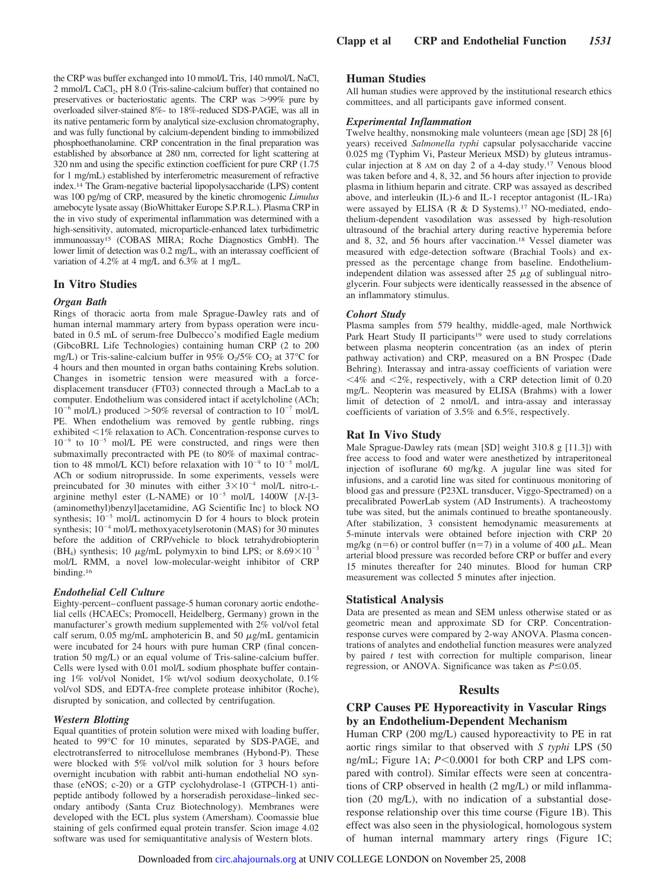the CRP was buffer exchanged into 10 mmol/L Tris, 140 mmol/L NaCl, 2 mmol/L $CaCl_2$, pH 8.0 (Tris-saline-calcium buffer) that contained no preservatives or bacteriostatic agents. The CRP was >99% pure by overloaded silver-stained 8%- to 18%-reduced SDS-PAGE, was all in its native pentameric form by analytical size-exclusion chromatography, and was fully functional by calcium-dependent binding to immobilized phosphoethanolamine. CRP concentration in the final preparation was established by absorbance at 280 nm, corrected for light scattering at 320 nm and using the specific extinction coefficient for pure CRP (1.75 for 1 mg/mL) established by interferometric measurement of refractive index.[14] The Gram-negative bacterial lipopolysaccharide (LPS) content was 100 pg/mg of CRP, measured by the kinetic chromogenic *Limulus* amebocyte lysate assay (BioWhittaker Europe S.P.R.L.). Plasma CRP in the in vivo study of experimental inflammation was determined with a high-sensitivity, automated, microparticle-enhanced latex turbidimetric immunoassay[15] (COBAS MIRA; Roche Diagnostics GmbH). The lower limit of detection was 0.2 mg/L, with an interassay coefficient of variation of 4.2% at 4 mg/L and 6.3% at 1 mg/L.

## In Vitro Studies

### Organ Bath

Rings of thoracic aorta from male Sprague-Dawley rats and of human internal mammary artery from bypass operation were incubated in 0.5 mL of serum-free Dulbecco's modified Eagle medium (GibcoBRL Life Technologies) containing human CRP (2 to 200 mg/L) or Tris-saline-calcium buffer in 95% $O_2$/5% $CO_2$ at 37°C for 4 hours and then mounted in organ baths containing Krebs solution. Changes in isometric tension were measured with a force-displacement transducer (FT03) connected through a MacLab to a computer. Endothelium was considered intact if acetylcholine (ACh; $10^{-6}$ mol/L) produced >50% reversal of contraction to $10^{-7}$ mol/L PE. When endothelium was removed by gentle rubbing, rings exhibited <1% relaxation to ACh. Concentration-response curves to $10^{-9}$ to $10^{-5}$ mol/L PE were constructed, and rings were then submaximally precontracted with PE (to 80% of maximal contraction to 48 mmol/L KCl) before relaxation with $10^{-9}$ to $10^{-5}$ mol/L ACh or sodium nitroprusside. In some experiments, vessels were preincubated for 30 minutes with either $3\times10^{-4}$ mol/L nitro-L-arginine methyl ester (L-NAME) or $10^{-5}$ mol/L 1400W {*N*-[3-(aminomethyl)benzyl]acetamidine, AG Scientific Inc} to block NO synthesis; $10^{-5}$ mol/L actinomycin D for 4 hours to block protein synthesis; $10^{-4}$ mol/L methoxyacetylserotonin (MAS) for 30 minutes before the addition of CRP/vehicle to block tetrahydrobiopterin ($BH_4$) synthesis; 10 μg/mL polymyxin to bind LPS; or $8.69\times10^{-3}$ mol/L RMM, a novel low-molecular-weight inhibitor of CRP binding.[16]

### Endothelial Cell Culture

Eighty-percent–confluent passage-5 human coronary aortic endothelial cells (HCAECs; Promocell, Heidelberg, Germany) grown in the manufacturer's growth medium supplemented with 2% vol/vol fetal calf serum, 0.05 mg/mL amphotericin B, and 50 μg/mL gentamicin were incubated for 24 hours with pure human CRP (final concentration 50 mg/L) or an equal volume of Tris-saline-calcium buffer. Cells were lysed with 0.01 mol/L sodium phosphate buffer containing 1% vol/vol Nonidet, 1% wt/vol sodium deoxycholate, 0.1% vol/vol SDS, and EDTA-free complete protease inhibitor (Roche), disrupted by sonication, and collected by centrifugation.

### Western Blotting

Equal quantities of protein solution were mixed with loading buffer, heated to 99°C for 10 minutes, separated by SDS-PAGE, and electrotransferred to nitrocellulose membranes (Hybond-P). These were blocked with 5% vol/vol milk solution for 3 hours before overnight incubation with rabbit anti-human endothelial NO synthase (eNOS; c-20) or a GTP cyclohydrolase-1 (GTPCH-1) antipeptide antibody followed by a horseradish peroxidase–linked secondary antibody (Santa Cruz Biotechnology). Membranes were developed with the ECL plus system (Amersham). Coomassie blue staining of gels confirmed equal protein transfer. Scion image 4.02 software was used for semiquantitative analysis of Western blots.

## Human Studies

All human studies were approved by the institutional research ethics committees, and all participants gave informed consent.

### Experimental Inflammation

Twelve healthy, nonsmoking male volunteers (mean age [SD] 28 [6] years) received *Salmonella typhi* capsular polysaccharide vaccine 0.025 mg (Typhim Vi, Pasteur Merieux MSD) by gluteus intramuscular injection at 8 AM on day 2 of a 4-day study.[17] Venous blood was taken before and 4, 8, 32, and 56 hours after injection to provide plasma in lithium heparin and citrate. CRP was assayed as described above, and interleukin (IL)-6 and IL-1 receptor antagonist (IL-1Ra) were assayed by ELISA (R & D Systems).[17] NO-mediated, endothelium-dependent vasodilation was assessed by high-resolution ultrasound of the brachial artery during reactive hyperemia before and 8, 32, and 56 hours after vaccination.[18] Vessel diameter was measured with edge-detection software (Brachial Tools) and expressed as the percentage change from baseline. Endothelium-independent dilation was assessed after 25 μg of sublingual nitroglycerin. Four subjects were identically reassessed in the absence of an inflammatory stimulus.

### Cohort Study

Plasma samples from 579 healthy, middle-aged, male Northwick Park Heart Study II participants[19] were used to study correlations between plasma neopterin concentration (as an index of pterin pathway activation) and CRP, measured on a BN Prospec (Dade Behring). Interassay and intra-assay coefficients of variation were <4% and <2%, respectively, with a CRP detection limit of 0.20 mg/L. Neopterin was measured by ELISA (Brahms) with a lower limit of detection of 2 nmol/L and intra-assay and interassay coefficients of variation of 3.5% and 6.5%, respectively.

## Rat In Vivo Study

Male Sprague-Dawley rats (mean [SD] weight 310.8 g [11.3]) with free access to food and water were anesthetized by intraperitoneal injection of isoflurane 60 mg/kg. A jugular line was sited for infusions, and a carotid line was sited for continuous monitoring of blood gas and pressure (P23XL transducer, Viggo-Spectramed) on a precalibrated PowerLab system (AD Instruments). A tracheostomy tube was sited, but the animals continued to breathe spontaneously. After stabilization, 3 consistent hemodynamic measurements at 5-minute intervals were obtained before injection with CRP 20 mg/kg ($n=6$) or control buffer ($n=7$) in a volume of 400 μL. Mean arterial blood pressure was recorded before CRP or buffer and every 15 minutes thereafter for 240 minutes. Blood for human CRP measurement was collected 5 minutes after injection.

## Statistical Analysis

Data are presented as mean and SEM unless otherwise stated or as geometric mean and approximate SD for CRP. Concentration-response curves were compared by 2-way ANOVA. Plasma concentrations of analytes and endothelial function measures were analyzed by paired *t* test with correction for multiple comparison, linear regression, or ANOVA. Significance was taken as $P\leq0.05$.

# Results

## CRP Causes PE Hyporeactivity in Vascular Rings by an Endothelium-Dependent Mechanism

Human CRP (200 mg/L) caused hyporeactivity to PE in rat aortic rings similar to that observed with *S typhi* LPS (50 ng/mL; Figure 1A; $P<0.0001$ for both CRP and LPS compared with control). Similar effects were seen at concentrations of CRP observed in health (2 mg/L) or mild inflammation (20 mg/L), with no indication of a substantial dose-response relationship over this time course (Figure 1B). This effect was also seen in the physiological, homologous system of human internal mammary artery rings (Figure 1C;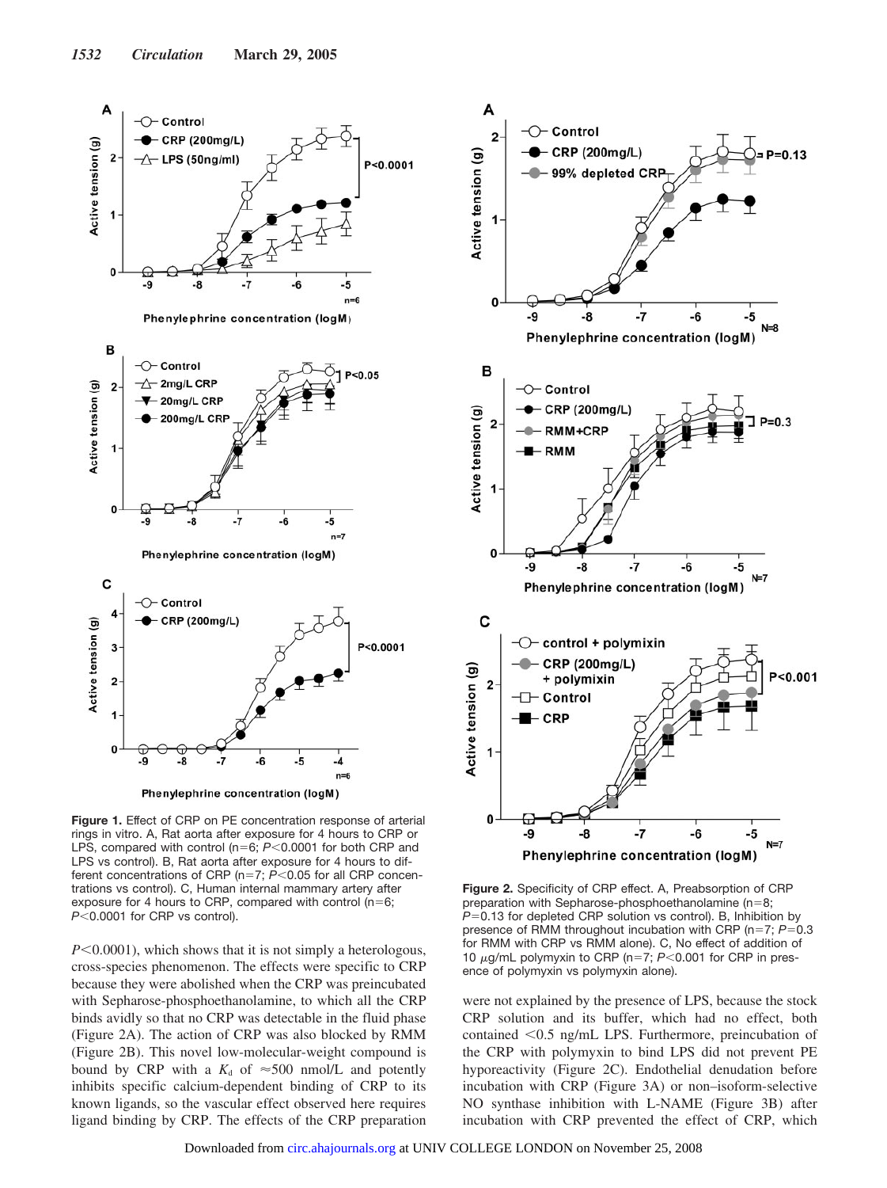**Figure 1.** Effect of CRP on PE concentration response of arterial rings in vitro. A, Rat aorta after exposure for 4 hours to CRP or LPS, compared with control (n=6; $P<0.0001$ for both CRP and LPS vs control). B, Rat aorta after exposure for 4 hours to different concentrations of CRP (n=7; $P<0.05$ for all CRP concentrations vs control). C, Human internal mammary artery after exposure for 4 hours to CRP, compared with control (n=6; $P<0.0001$ for CRP vs control).

$P<0.0001$), which shows that it is not simply a heterologous, cross-species phenomenon. The effects were specific to CRP because they were abolished when the CRP was preincubated with Sepharose-phosphoethanolamine, to which all the CRP binds avidly so that no CRP was detectable in the fluid phase (Figure 2A). The action of CRP was also blocked by RMM (Figure 2B). This novel low-molecular-weight compound is bound by CRP with a $K_d$ of ≈500 nmol/L and potently inhibits specific calcium-dependent binding of CRP to its known ligands, so the vascular effect observed here requires ligand binding by CRP. The effects of the CRP preparation were not explained by the presence of LPS, because the stock CRP solution and its buffer, which had no effect, both contained <0.5 ng/mL LPS. Furthermore, preincubation of the CRP with polymyxin to bind LPS did not prevent PE hyporeactivity (Figure 2C). Endothelial denudation before incubation with CRP (Figure 3A) or non–isoform-selective NO synthase inhibition with L-NAME (Figure 3B) after incubation with CRP prevented the effect of CRP, which

**Figure 2.** Specificity of CRP effect. A, Preabsorption of CRP preparation with Sepharose-phosphoethanolamine (n=8; $P=0.13$ for depleted CRP solution vs control). B, Inhibition by presence of RMM throughout incubation with CRP (n=7; $P=0.3$ for RMM with CRP vs RMM alone). C, No effect of addition of 10 μg/mL polymyxin to CRP (n=7; $P<0.001$ for CRP in presence of polymyxin vs polymyxin alone).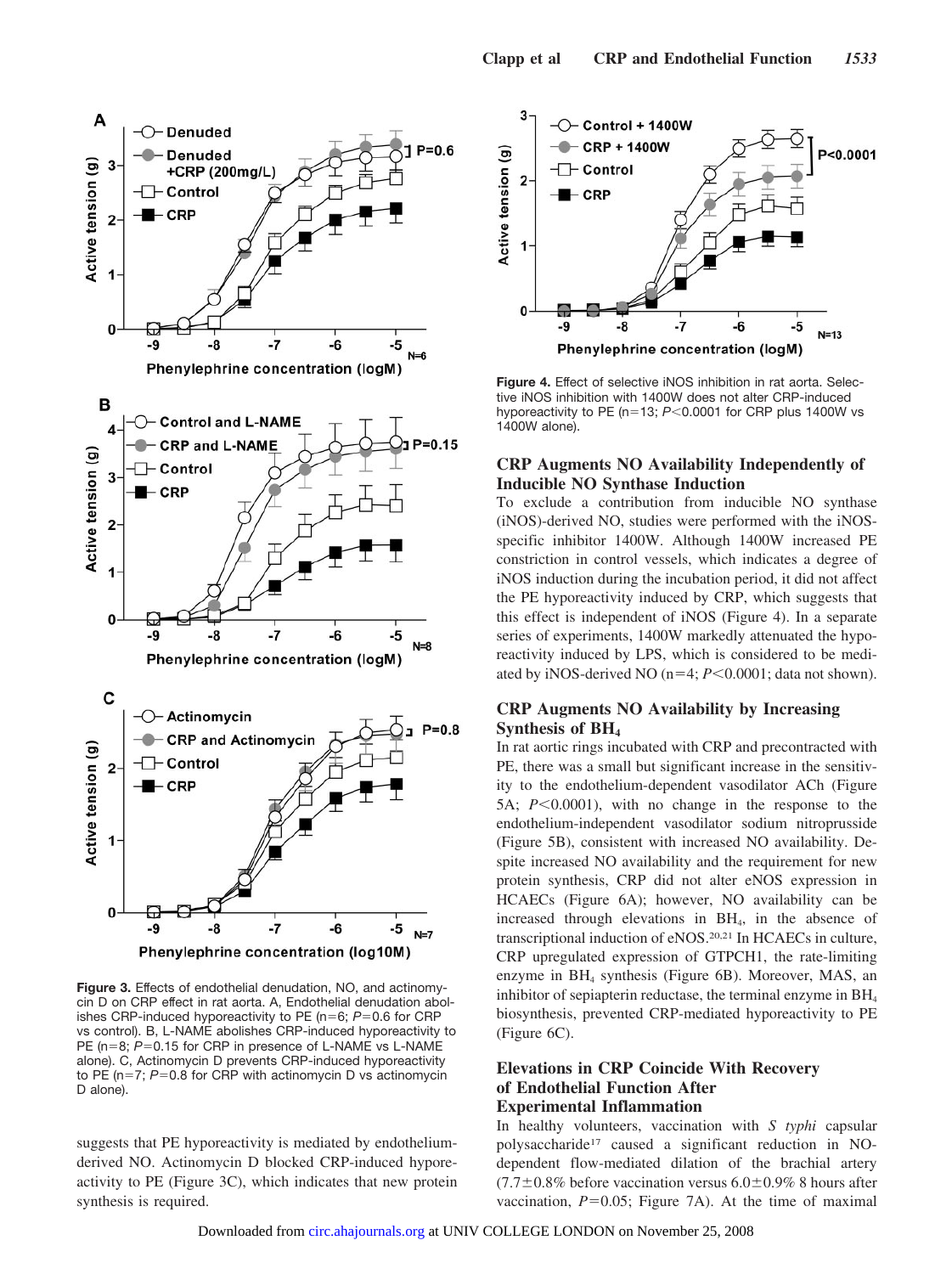**Figure 3.** Effects of endothelial denudation, NO, and actinomycin D on CRP effect in rat aorta. A, Endothelial denudation abolishes CRP-induced hyporeactivity to PE (n=6; $P$=0.6 for CRP vs control). B, L-NAME abolishes CRP-induced hyporeactivity to PE (n=8; $P$=0.15 for CRP in presence of L-NAME vs L-NAME alone). C, Actinomycin D prevents CRP-induced hyporeactivity to PE (n=7; $P$=0.8 for CRP with actinomycin D vs actinomycin D alone).

suggests that PE hyporeactivity is mediated by endothelium-derived NO. Actinomycin D blocked CRP-induced hyporeactivity to PE (Figure 3C), which indicates that new protein synthesis is required.

**Figure 4.** Effect of selective iNOS inhibition in rat aorta. Selective iNOS inhibition with 1400W does not alter CRP-induced hyporeactivity to PE (n=13; $P$<0.0001 for CRP plus 1400W vs 1400W alone).

## CRP Augments NO Availability Independently of Inducible NO Synthase Induction

To exclude a contribution from inducible NO synthase (iNOS)-derived NO, studies were performed with the iNOS-specific inhibitor 1400W. Although 1400W increased PE constriction in control vessels, which indicates a degree of iNOS induction during the incubation period, it did not affect the PE hyporeactivity induced by CRP, which suggests that this effect is independent of iNOS (Figure 4). In a separate series of experiments, 1400W markedly attenuated the hyporeactivity induced by LPS, which is considered to be mediated by iNOS-derived NO (n=4; $P$<0.0001; data not shown).

## CRP Augments NO Availability by Increasing Synthesis of $BH_4$

In rat aortic rings incubated with CRP and precontracted with PE, there was a small but significant increase in the sensitivity to the endothelium-dependent vasodilator ACh (Figure 5A; $P$<0.0001), with no change in the response to the endothelium-independent vasodilator sodium nitroprusside (Figure 5B), consistent with increased NO availability. Despite increased NO availability and the requirement for new protein synthesis, CRP did not alter eNOS expression in HCAECs (Figure 6A); however, NO availability can be increased through elevations in $BH_4$, in the absence of transcriptional induction of eNOS.[20,21] In HCAECs in culture, CRP upregulated expression of GTPCH1, the rate-limiting enzyme in $BH_4$ synthesis (Figure 6B). Moreover, MAS, an inhibitor of sepiapterin reductase, the terminal enzyme in $BH_4$ biosynthesis, prevented CRP-mediated hyporeactivity to PE (Figure 6C).

## Elevations in CRP Coincide With Recovery of Endothelial Function After Experimental Inflammation

In healthy volunteers, vaccination with *S typhi* capsular polysaccharide[17] caused a significant reduction in NO-dependent flow-mediated dilation of the brachial artery (7.7±0.8% before vaccination versus 6.0±0.9% 8 hours after vaccination, $P$=0.05; Figure 7A). At the time of maximal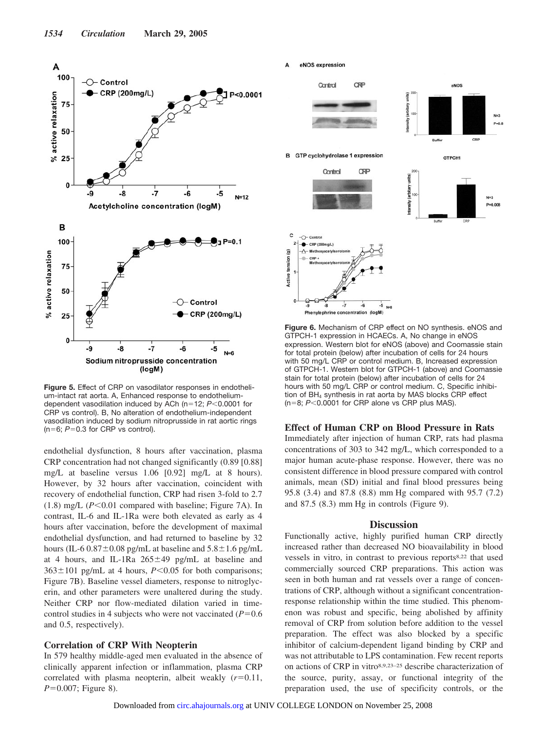Figure 5. Effect of CRP on vasodilator responses in endothelium-intact rat aorta. A, Enhanced response to endothelium-dependent vasodilation induced by ACh (n=12; $P<0.0001$ for CRP vs control). B, No alteration of endothelium-independent vasodilation induced by sodium nitroprusside in rat aortic rings (n=6; $P=0.3$ for CRP vs control).

endothelial dysfunction, 8 hours after vaccination, plasma CRP concentration had not changed significantly (0.89 [0.88] mg/L at baseline versus 1.06 [0.92] mg/L at 8 hours). However, by 32 hours after vaccination, coincident with recovery of endothelial function, CRP had risen 3-fold to 2.7 (1.8) mg/L ($P<0.01$ compared with baseline; Figure 7A). In contrast, IL-6 and IL-1Ra were both elevated as early as 4 hours after vaccination, before the development of maximal endothelial dysfunction, and had returned to baseline by 32 hours (IL-6 0.87±0.08 pg/mL at baseline and 5.8±1.6 pg/mL at 4 hours, and IL-1Ra 265±49 pg/mL at baseline and 363±101 pg/mL at 4 hours, $P<0.05$ for both comparisons; Figure 7B). Baseline vessel diameters, response to nitroglycerin, and other parameters were unaltered during the study. Neither CRP nor flow-mediated dilation varied in time-control studies in 4 subjects who were not vaccinated ($P=0.6$ and 0.5, respectively).

## Correlation of CRP With Neopterin

In 579 healthy middle-aged men evaluated in the absence of clinically apparent infection or inflammation, plasma CRP correlated with plasma neopterin, albeit weakly ($r=0.11$, $P=0.007$; Figure 8).

Figure 6. Mechanism of CRP effect on NO synthesis. eNOS and GTPCH-1 expression in HCAECs. A, No change in eNOS expression. Western blot for eNOS (above) and Coomassie stain for total protein (below) after incubation of cells for 24 hours with 50 mg/L CRP or control medium. B, Increased expression of GTPCH-1. Western blot for GTPCH-1 (above) and Coomassie stain for total protein (below) after incubation of cells for 24 hours with 50 mg/L CRP or control medium. C, Specific inhibition of $BH_4$ synthesis in rat aorta by MAS blocks CRP effect (n=8; $P<0.0001$ for CRP alone vs CRP plus MAS).

## Effect of Human CRP on Blood Pressure in Rats

Immediately after injection of human CRP, rats had plasma concentrations of 303 to 342 mg/L, which corresponded to a major human acute-phase response. However, there was no consistent difference in blood pressure compared with control animals, mean (SD) initial and final blood pressures being 95.8 (3.4) and 87.8 (8.8) mm Hg compared with 95.7 (7.2) and 87.5 (8.3) mm Hg in controls (Figure 9).

## Discussion

Functionally active, highly purified human CRP directly increased rather than decreased NO bioavailability in blood vessels in vitro, in contrast to previous reports[8,22] that used commercially sourced CRP preparations. This action was seen in both human and rat vessels over a range of concentrations of CRP, although without a significant concentration-response relationship within the time studied. This phenomenon was robust and specific, being abolished by affinity removal of CRP from solution before addition to the vessel preparation. The effect was also blocked by a specific inhibitor of calcium-dependent ligand binding by CRP and was not attributable to LPS contamination. Few recent reports on actions of CRP in vitro[8,9,23–25] describe characterization of the source, purity, assay, or functional integrity of the preparation used, the use of specificity controls, or the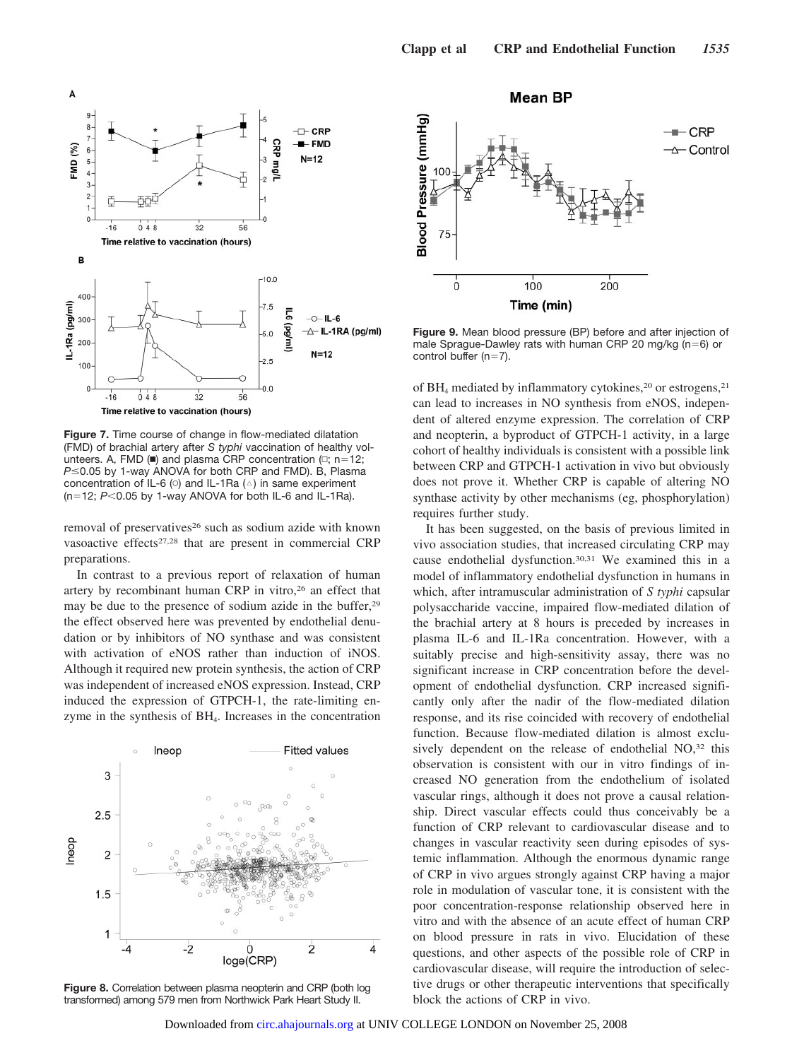Figure 7. Time course of change in flow-mediated dilatation (FMD) of brachial artery after *S typhi* vaccination of healthy volunteers. A, FMD (■) and plasma CRP concentration (□; n=12; $P \leq 0.05$ by 1-way ANOVA for both CRP and FMD). B, Plasma concentration of IL-6 (○) and IL-1Ra (△) in same experiment (n=12; $P < 0.05$ by 1-way ANOVA for both IL-6 and IL-1Ra).

Figure 9. Mean blood pressure (BP) before and after injection of male Sprague-Dawley rats with human CRP 20 mg/kg (n=6) or control buffer (n=7).

removal of preservatives[26] such as sodium azide with known vasoactive effects[27,28] that are present in commercial CRP preparations.

In contrast to a previous report of relaxation of human artery by recombinant human CRP in vitro,[26] an effect that may be due to the presence of sodium azide in the buffer,[29] the effect observed here was prevented by endothelial denudation or by inhibitors of NO synthase and was consistent with activation of eNOS rather than induction of iNOS. Although it required new protein synthesis, the action of CRP was independent of increased eNOS expression. Instead, CRP induced the expression of GTPCH-1, the rate-limiting enzyme in the synthesis of $BH_4$. Increases in the concentration of $BH_4$ mediated by inflammatory cytokines,[20] or estrogens,[21] can lead to increases in NO synthesis from eNOS, independent of altered enzyme expression. The correlation of CRP and neopterin, a byproduct of GTPCH-1 activity, in a large cohort of healthy individuals is consistent with a possible link between CRP and GTPCH-1 activation in vivo but obviously does not prove it. Whether CRP is capable of altering NO synthase activity by other mechanisms (eg, phosphorylation) requires further study.

Figure 8. Correlation between plasma neopterin and CRP (both log transformed) among 579 men from Northwick Park Heart Study II.

It has been suggested, on the basis of previous limited in vivo association studies, that increased circulating CRP may cause endothelial dysfunction.[30,31] We examined this in a model of inflammatory endothelial dysfunction in humans in which, after intramuscular administration of *S typhi* capsular polysaccharide vaccine, impaired flow-mediated dilation of the brachial artery at 8 hours is preceded by increases in plasma IL-6 and IL-1Ra concentration. However, with a suitably precise and high-sensitivity assay, there was no significant increase in CRP concentration before the development of endothelial dysfunction. CRP increased significantly only after the nadir of the flow-mediated dilation response, and its rise coincided with recovery of endothelial function. Because flow-mediated dilation is almost exclusively dependent on the release of endothelial NO,[32] this observation is consistent with our in vitro findings of increased NO generation from the endothelium of isolated vascular rings, although it does not prove a causal relationship. Direct vascular effects could thus conceivably be a function of CRP relevant to cardiovascular disease and to changes in vascular reactivity seen during episodes of systemic inflammation. Although the enormous dynamic range of CRP in vivo argues strongly against CRP having a major role in modulation of vascular tone, it is consistent with the poor concentration-response relationship observed here in vitro and with the absence of an acute effect of human CRP on blood pressure in rats in vivo. Elucidation of these questions, and other aspects of the possible role of CRP in cardiovascular disease, will require the introduction of selective drugs or other therapeutic interventions that specifically block the actions of CRP in vivo.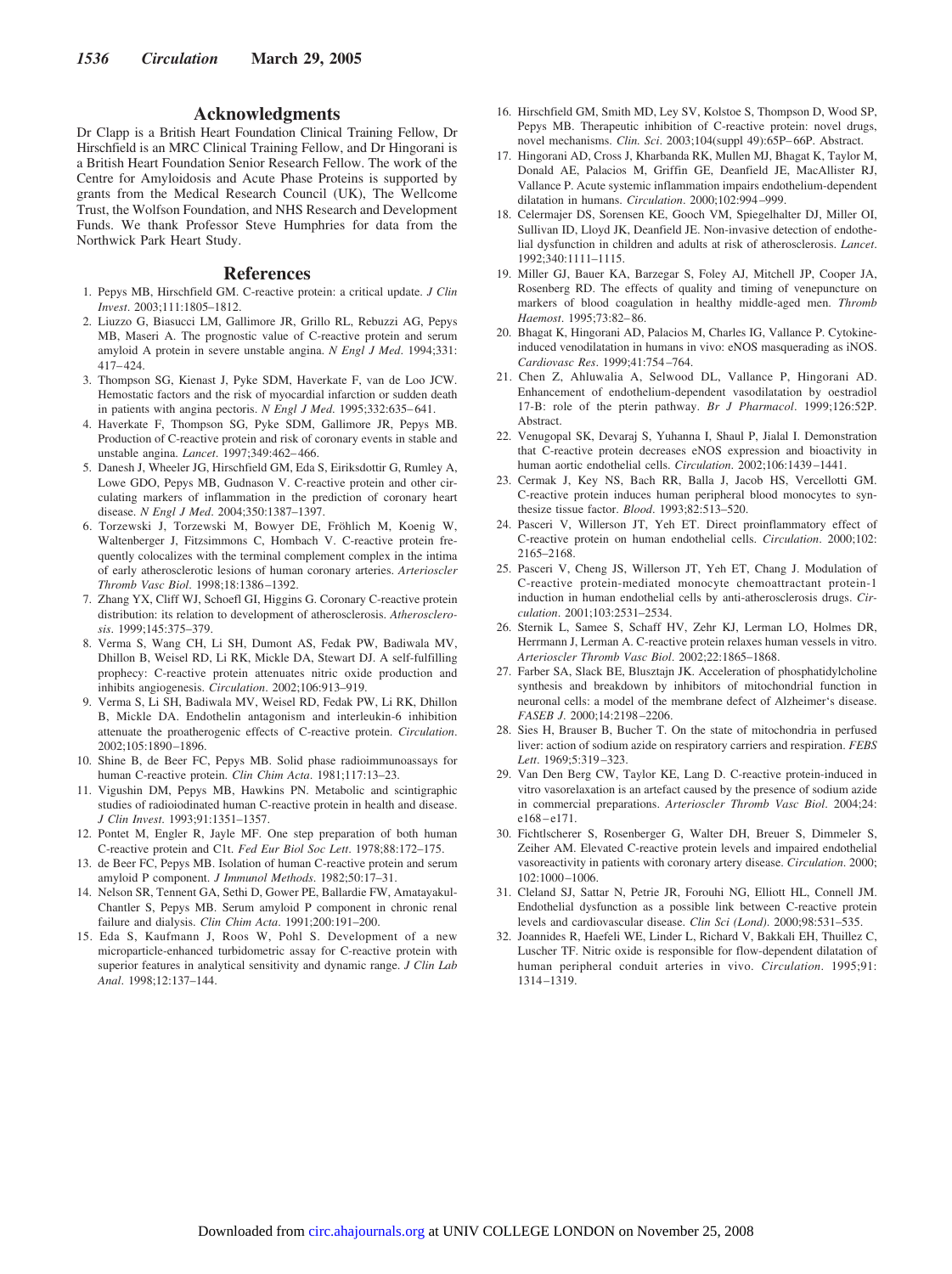## Acknowledgments

Dr Clapp is a British Heart Foundation Clinical Training Fellow, Dr Hirschfield is an MRC Clinical Training Fellow, and Dr Hingorani is a British Heart Foundation Senior Research Fellow. The work of the Centre for Amyloidosis and Acute Phase Proteins is supported by grants from the Medical Research Council (UK), The Wellcome Trust, the Wolfson Foundation, and NHS Research and Development Funds. We thank Professor Steve Humphries for data from the Northwick Park Heart Study.

## References

1. Pepys MB, Hirschfield GM. C-reactive protein: a critical update. *J Clin Invest*. 2003;111:1805–1812.
2. Liuzzo G, Biasucci LM, Gallimore JR, Grillo RL, Rebuzzi AG, Pepys MB, Maseri A. The prognostic value of C-reactive protein and serum amyloid A protein in severe unstable angina. *N Engl J Med*. 1994;331: 417–424.
3. Thompson SG, Kienast J, Pyke SDM, Haverkate F, van de Loo JCW. Hemostatic factors and the risk of myocardial infarction or sudden death in patients with angina pectoris. *N Engl J Med*. 1995;332:635–641.
4. Haverkate F, Thompson SG, Pyke SDM, Gallimore JR, Pepys MB. Production of C-reactive protein and risk of coronary events in stable and unstable angina. *Lancet*. 1997;349:462–466.
5. Danesh J, Wheeler JG, Hirschfield GM, Eda S, Eiriksdottir G, Rumley A, Lowe GDO, Pepys MB, Gudnason V. C-reactive protein and other circulating markers of inflammation in the prediction of coronary heart disease. *N Engl J Med*. 2004;350:1387–1397.
6. Torzewski J, Torzewski M, Bowyer DE, Fröhlich M, Koenig W, Waltenberger J, Fitzsimmons C, Hombach V. C-reactive protein frequently colocalizes with the terminal complement complex in the intima of early atherosclerotic lesions of human coronary arteries. *Arterioscler Thromb Vasc Biol*. 1998;18:1386–1392.
7. Zhang YX, Cliff WJ, Schoefl GI, Higgins G. Coronary C-reactive protein distribution: its relation to development of atherosclerosis. *Atherosclerosis*. 1999;145:375–379.
8. Verma S, Wang CH, Li SH, Dumont AS, Fedak PW, Badiwala MV, Dhillon B, Weisel RD, Li RK, Mickle DA, Stewart DJ. A self-fulfilling prophecy: C-reactive protein attenuates nitric oxide production and inhibits angiogenesis. *Circulation*. 2002;106:913–919.
9. Verma S, Li SH, Badiwala MV, Weisel RD, Fedak PW, Li RK, Dhillon B, Mickle DA. Endothelin antagonism and interleukin-6 inhibition attenuate the proatherogenic effects of C-reactive protein. *Circulation*. 2002;105:1890–1896.
10. Shine B, de Beer FC, Pepys MB. Solid phase radioimmunoassays for human C-reactive protein. *Clin Chim Acta*. 1981;117:13–23.
11. Vigushin DM, Pepys MB, Hawkins PN. Metabolic and scintigraphic studies of radioiodinated human C-reactive protein in health and disease. *J Clin Invest*. 1993;91:1351–1357.
12. Pontet M, Engler R, Jayle MF. One step preparation of both human C-reactive protein and C1t. *Fed Eur Biol Soc Lett*. 1978;88:172–175.
13. de Beer FC, Pepys MB. Isolation of human C-reactive protein and serum amyloid P component. *J Immunol Methods*. 1982;50:17–31.
14. Nelson SR, Tennent GA, Sethi D, Gower PE, Ballardie FW, Amatayakul-Chantler S, Pepys MB. Serum amyloid P component in chronic renal failure and dialysis. *Clin Chim Acta*. 1991;200:191–200.
15. Eda S, Kaufmann J, Roos W, Pohl S. Development of a new microparticle-enhanced turbidometric assay for C-reactive protein with superior features in analytical sensitivity and dynamic range. *J Clin Lab Anal*. 1998;12:137–144.
16. Hirschfield GM, Smith MD, Ley SV, Kolstoe S, Thompson D, Wood SP, Pepys MB. Therapeutic inhibition of C-reactive protein: novel drugs, novel mechanisms. *Clin. Sci*. 2003;104(suppl 49):65P–66P. Abstract.
17. Hingorani AD, Cross J, Kharbanda RK, Mullen MJ, Bhagat K, Taylor M, Donald AE, Palacios M, Griffin GE, Deanfield JE, MacAllister RJ, Vallance P. Acute systemic inflammation impairs endothelium-dependent dilatation in humans. *Circulation*. 2000;102:994–999.
18. Celermajer DS, Sorensen KE, Gooch VM, Spiegelhalter DJ, Miller OI, Sullivan ID, Lloyd JK, Deanfield JE. Non-invasive detection of endothelial dysfunction in children and adults at risk of atherosclerosis. *Lancet*. 1992;340:1111–1115.
19. Miller GJ, Bauer KA, Barzegar S, Foley AJ, Mitchell JP, Cooper JA, Rosenberg RD. The effects of quality and timing of venepuncture on markers of blood coagulation in healthy middle-aged men. *Thromb Haemost*. 1995;73:82–86.
20. Bhagat K, Hingorani AD, Palacios M, Charles IG, Vallance P. Cytokine-induced venodilatation in humans in vivo: eNOS masquerading as iNOS. *Cardiovasc Res*. 1999;41:754–764.
21. Chen Z, Ahluwalia A, Selwood DL, Vallance P, Hingorani AD. Enhancement of endothelium-dependent vasodilatation by oestradiol 17-B: role of the pterin pathway. *Br J Pharmacol*. 1999;126:52P. Abstract.
22. Venugopal SK, Devaraj S, Yuhanna I, Shaul P, Jialal I. Demonstration that C-reactive protein decreases eNOS expression and bioactivity in human aortic endothelial cells. *Circulation*. 2002;106:1439–1441.
23. Cermak J, Key NS, Bach RR, Balla J, Jacob HS, Vercellotti GM. C-reactive protein induces human peripheral blood monocytes to synthesize tissue factor. *Blood*. 1993;82:513–520.
24. Pasceri V, Willerson JT, Yeh ET. Direct proinflammatory effect of C-reactive protein on human endothelial cells. *Circulation*. 2000;102: 2165–2168.
25. Pasceri V, Cheng JS, Willerson JT, Yeh ET, Chang J. Modulation of C-reactive protein-mediated monocyte chemoattractant protein-1 induction in human endothelial cells by anti-atherosclerosis drugs. *Circulation*. 2001;103:2531–2534.
26. Sternik L, Samee S, Schaff HV, Zehr KJ, Lerman LO, Holmes DR, Herrmann J, Lerman A. C-reactive protein relaxes human vessels in vitro. *Arterioscler Thromb Vasc Biol*. 2002;22:1865–1868.
27. Farber SA, Slack BE, Blusztajn JK. Acceleration of phosphatidylcholine synthesis and breakdown by inhibitors of mitochondrial function in neuronal cells: a model of the membrane defect of Alzheimer's disease. *FASEB J*. 2000;14:2198–2206.
28. Sies H, Brauser B, Bucher T. On the state of mitochondria in perfused liver: action of sodium azide on respiratory carriers and respiration. *FEBS Lett*. 1969;5:319–323.
29. Van Den Berg CW, Taylor KE, Lang D. C-reactive protein-induced in vitro vasorelaxation is an artefact caused by the presence of sodium azide in commercial preparations. *Arterioscler Thromb Vasc Biol*. 2004;24: e168–e171.
30. Fichtlscherer S, Rosenberger G, Walter DH, Breuer S, Dimmeler S, Zeiher AM. Elevated C-reactive protein levels and impaired endothelial vasoreactivity in patients with coronary artery disease. *Circulation*. 2000; 102:1000–1006.
31. Cleland SJ, Sattar N, Petrie JR, Forouhi NG, Elliott HL, Connell JM. Endothelial dysfunction as a possible link between C-reactive protein levels and cardiovascular disease. *Clin Sci (Lond)*. 2000;98:531–535.
32. Joannides R, Haefeli WE, Linder L, Richard V, Bakkali EH, Thuillez C, Luscher TF. Nitric oxide is responsible for flow-dependent dilatation of human peripheral conduit arteries in vivo. *Circulation*. 1995;91: 1314–1319.